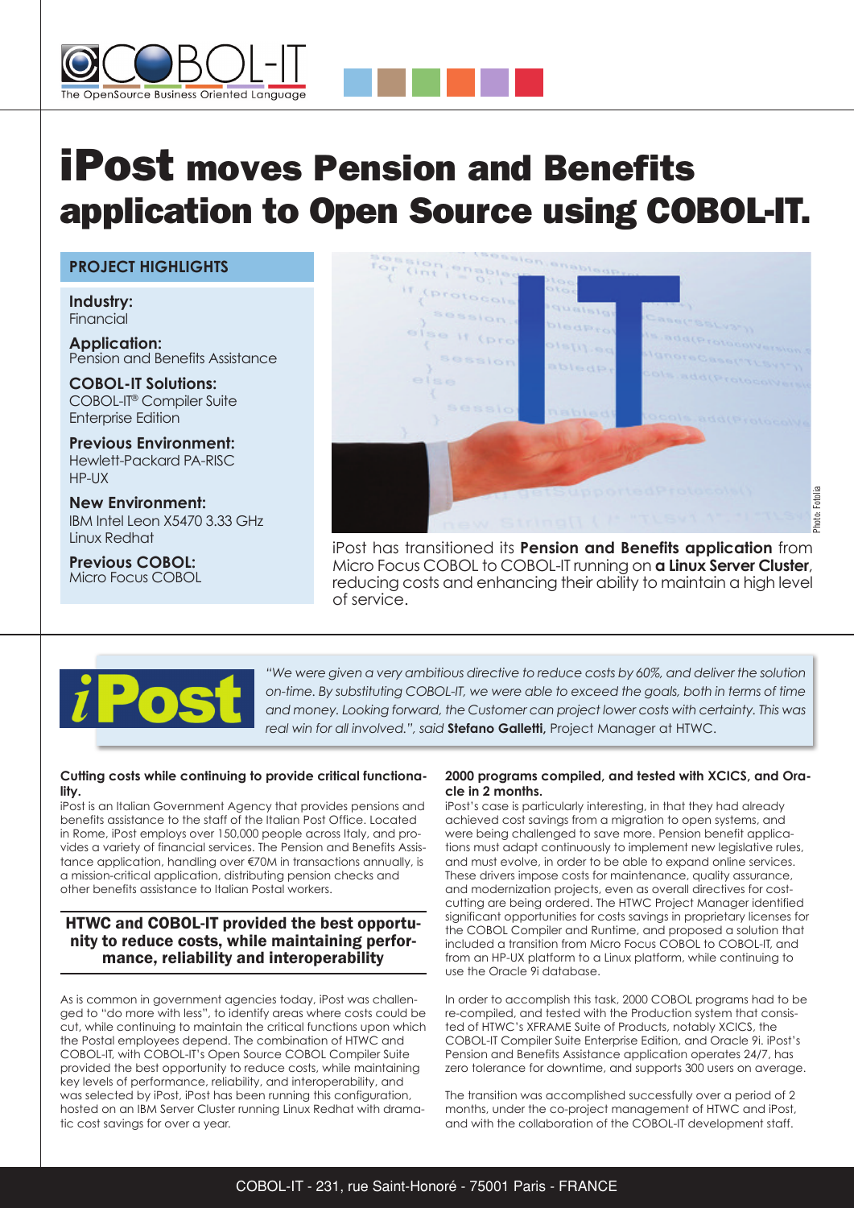COBOL-IT

The OpenSource Business Oriented Language

# iPost moves Pension and Benefits application to Open Source using COBOL-IT.

## PROJECT HIGHLIGHTS

**Industry:**
Financial

**Application:**
Pension and Benefits Assistance

**COBOL-IT Solutions:**
COBOL-IT® Compiler Suite Enterprise Edition

**Previous Environment:**
Hewlett-Packard PA-RISC
HP-UX

**New Environment:**
IBM Intel Leon X5470 3.33 GHz
Linux Redhat

**Previous COBOL:**
Micro Focus COBOL

iPost has transitioned its **Pension and Benefits application** from Micro Focus COBOL to COBOL-IT running on **a Linux Server Cluster**, reducing costs and enhancing their ability to maintain a high level of service.

Photo: Fotolia

iPost

*"We were given a very ambitious directive to reduce costs by 60%, and deliver the solution on-time. By substituting COBOL-IT, we were able to exceed the goals, both in terms of time and money. Looking forward, the Customer can project lower costs with certainty. This was real win for all involved.", said* **Stefano Galletti,** Project Manager at HTWC.

### Cutting costs while continuing to provide critical functionality.

iPost is an Italian Government Agency that provides pensions and benefits assistance to the staff of the Italian Post Office. Located in Rome, iPost employs over 150,000 people across Italy, and provides a variety of financial services. The Pension and Benefits Assistance application, handling over €70M in transactions annually, is a mission-critical application, distributing pension checks and other benefits assistance to Italian Postal workers.

### HTWC and COBOL-IT provided the best opportunity to reduce costs, while maintaining performance, reliability and interoperability

As is common in government agencies today, iPost was challenged to "do more with less", to identify areas where costs could be cut, while continuing to maintain the critical functions upon which the Postal employees depend. The combination of HTWC and COBOL-IT, with COBOL-IT's Open Source COBOL Compiler Suite provided the best opportunity to reduce costs, while maintaining key levels of performance, reliability, and interoperability, and was selected by iPost, iPost has been running this configuration, hosted on an IBM Server Cluster running Linux Redhat with dramatic cost savings for over a year.

### 2000 programs compiled, and tested with XCICS, and Oracle in 2 months.

iPost's case is particularly interesting, in that they had already achieved cost savings from a migration to open systems, and were being challenged to save more. Pension benefit applications must adapt continuously to implement new legislative rules, and must evolve, in order to be able to expand online services. These drivers impose costs for maintenance, quality assurance, and modernization projects, even as overall directives for cost-cutting are being ordered. The HTWC Project Manager identified significant opportunities for costs savings in proprietary licenses for the COBOL Compiler and Runtime, and proposed a solution that included a transition from Micro Focus COBOL to COBOL-IT, and from an HP-UX platform to a Linux platform, while continuing to use the Oracle 9i database.

In order to accomplish this task, 2000 COBOL programs had to be re-compiled, and tested with the Production system that consisted of HTWC's XFRAME Suite of Products, notably XCICS, the COBOL-IT Compiler Suite Enterprise Edition, and Oracle 9i. iPost's Pension and Benefits Assistance application operates 24/7, has zero tolerance for downtime, and supports 300 users on average.

The transition was accomplished successfully over a period of 2 months, under the co-project management of HTWC and iPost, and with the collaboration of the COBOL-IT development staff.

COBOL-IT - 231, rue Saint-Honoré - 75001 Paris - FRANCE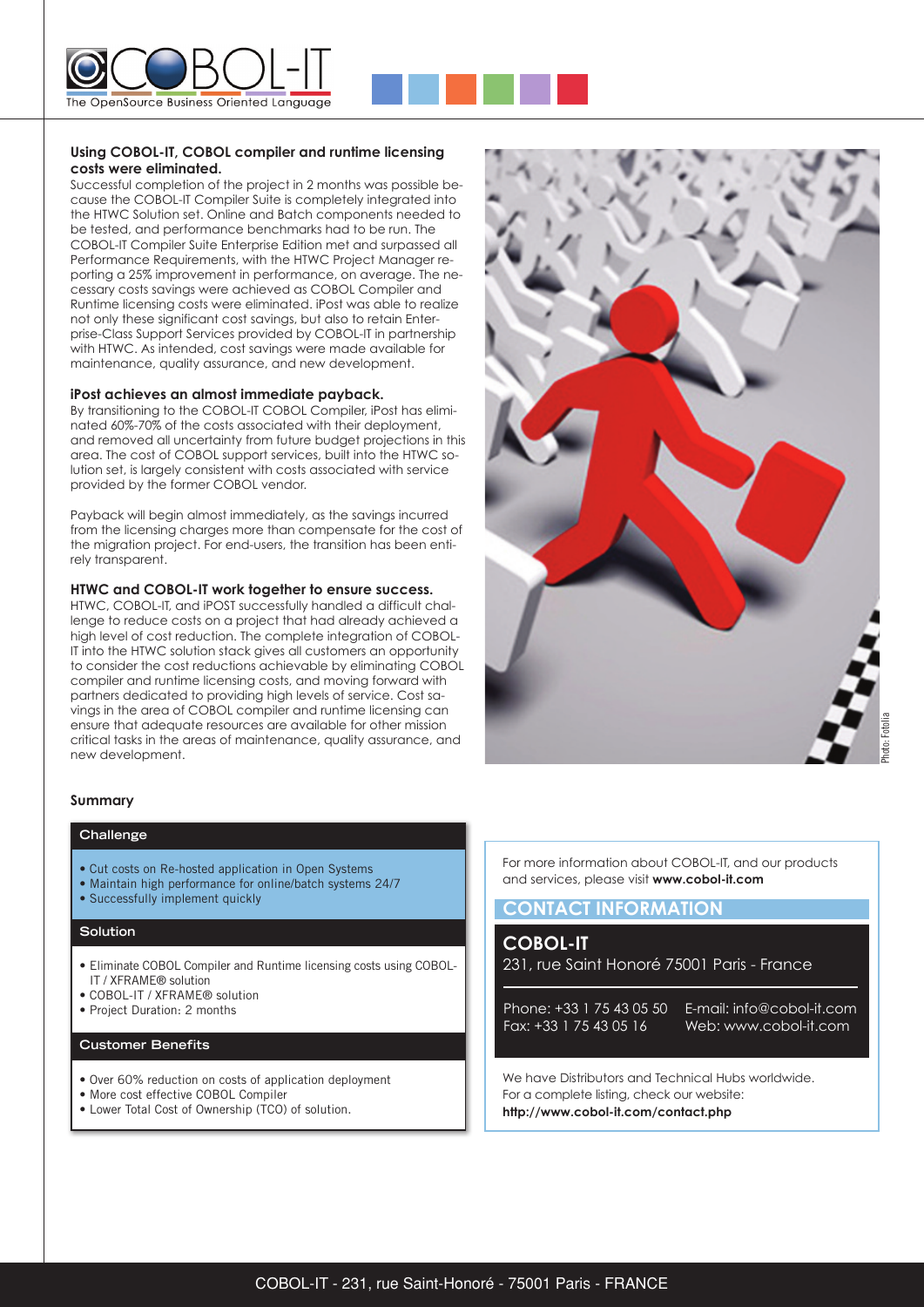COBOL-IT

The OpenSource Business Oriented Language

### Using COBOL-IT, COBOL compiler and runtime licensing costs were eliminated.

Successful completion of the project in 2 months was possible because the COBOL-IT Compiler Suite is completely integrated into the HTWC Solution set. Online and Batch components needed to be tested, and performance benchmarks had to be run. The COBOL-IT Compiler Suite Enterprise Edition met and surpassed all Performance Requirements, with the HTWC Project Manager reporting a 25% improvement in performance, on average. The necessary costs savings were achieved as COBOL Compiler and Runtime licensing costs were eliminated. iPost was able to realize not only these significant cost savings, but also to retain Enterprise-Class Support Services provided by COBOL-IT in partnership with HTWC. As intended, cost savings were made available for maintenance, quality assurance, and new development.

### iPost achieves an almost immediate payback.

By transitioning to the COBOL-IT COBOL Compiler, iPost has eliminated 60%-70% of the costs associated with their deployment, and removed all uncertainty from future budget projections in this area. The cost of COBOL support services, built into the HTWC solution set, is largely consistent with costs associated with service provided by the former COBOL vendor.

Payback will begin almost immediately, as the savings incurred from the licensing charges more than compensate for the cost of the migration project. For end-users, the transition has been entirely transparent.

### HTWC and COBOL-IT work together to ensure success.

HTWC, COBOL-IT, and iPOST successfully handled a difficult challenge to reduce costs on a project that had already achieved a high level of cost reduction. The complete integration of COBOL-IT into the HTWC solution stack gives all customers an opportunity to consider the cost reductions achievable by eliminating COBOL compiler and runtime licensing costs, and moving forward with partners dedicated to providing high levels of service. Cost savings in the area of COBOL compiler and runtime licensing can ensure that adequate resources are available for other mission critical tasks in the areas of maintenance, quality assurance, and new development.

Photo: Fotolia

### Summary

#### Challenge

- Cut costs on Re-hosted application in Open Systems
- Maintain high performance for online/batch systems 24/7
- Successfully implement quickly

#### Solution

- Eliminate COBOL Compiler and Runtime licensing costs using COBOL-IT / XFRAME® solution
- COBOL-IT / XFRAME® solution
- Project Duration: 2 months

#### Customer Benefits

- Over 60% reduction on costs of application deployment
- More cost effective COBOL Compiler
- Lower Total Cost of Ownership (TCO) of solution.

For more information about COBOL-IT, and our products and services, please visit **www.cobol-it.com**

## CONTACT INFORMATION

**COBOL-IT**
231, rue Saint Honoré 75001 Paris - France

Phone: +33 1 75 43 05 50
Fax: +33 1 75 43 05 16
E-mail: info@cobol-it.com
Web: www.cobol-it.com

We have Distributors and Technical Hubs worldwide.
For a complete listing, check our website:
**http://www.cobol-it.com/contact.php**

COBOL-IT - 231, rue Saint-Honoré - 75001 Paris - FRANCE